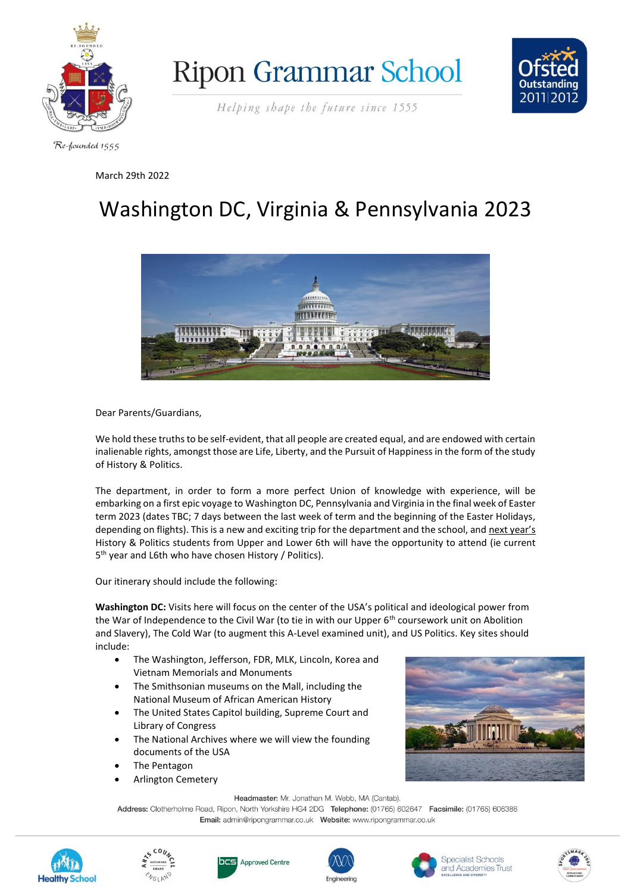# Ripon Grammar School

*Helping shape the future since 1555*

Re-founded 1555

March 29th 2022

# Washington DC, Virginia & Pennsylvania 2023

Dear Parents/Guardians,

We hold these truths to be self-evident, that all people are created equal, and are endowed with certain inalienable rights, amongst those are Life, Liberty, and the Pursuit of Happiness in the form of the study of History & Politics.

The department, in order to form a more perfect Union of knowledge with experience, will be embarking on a first epic voyage to Washington DC, Pennsylvania and Virginia in the final week of Easter term 2023 (dates TBC; 7 days between the last week of term and the beginning of the Easter Holidays, depending on flights). This is a new and exciting trip for the department and the school, and next year's History & Politics students from Upper and Lower 6th will have the opportunity to attend (ie current 5th year and L6th who have chosen History / Politics).

Our itinerary should include the following:

**Washington DC:** Visits here will focus on the center of the USA's political and ideological power from the War of Independence to the Civil War (to tie in with our Upper 6th coursework unit on Abolition and Slavery), The Cold War (to augment this A-Level examined unit), and US Politics. Key sites should include:

- The Washington, Jefferson, FDR, MLK, Lincoln, Korea and Vietnam Memorials and Monuments
- The Smithsonian museums on the Mall, including the National Museum of African American History
- The United States Capitol building, Supreme Court and Library of Congress
- The National Archives where we will view the founding documents of the USA
- The Pentagon
- Arlington Cemetery

**Headmaster:** Mr. Jonathan M. Webb, MA (Cantab).
**Address:** Clotherholme Road, Ripon, North Yorkshire HG4 2DG **Telephone:** (01765) 602647 **Facsimile:** (01765) 606388
**Email:** admin@ripongrammar.co.uk **Website:** www.ripongrammar.co.uk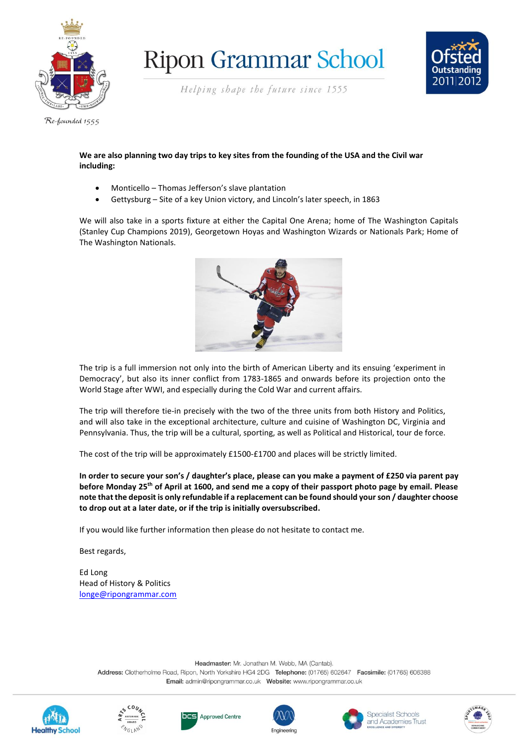**We are also planning two day trips to key sites from the founding of the USA and the Civil war including:**

- Monticello – Thomas Jefferson's slave plantation
- Gettysburg – Site of a key Union victory, and Lincoln's later speech, in 1863

We will also take in a sports fixture at either the Capital One Arena; home of The Washington Capitals (Stanley Cup Champions 2019), Georgetown Hoyas and Washington Wizards or Nationals Park; Home of The Washington Nationals.

The trip is a full immersion not only into the birth of American Liberty and its ensuing 'experiment in Democracy', but also its inner conflict from 1783-1865 and onwards before its projection onto the World Stage after WWI, and especially during the Cold War and current affairs.

The trip will therefore tie-in precisely with the two of the three units from both History and Politics, and will also take in the exceptional architecture, culture and cuisine of Washington DC, Virginia and Pennsylvania. Thus, the trip will be a cultural, sporting, as well as Political and Historical, tour de force.

The cost of the trip will be approximately £1500-£1700 and places will be strictly limited.

**In order to secure your son's / daughter's place, please can you make a payment of £250 via parent pay before Monday 25th of April at 1600, and send me a copy of their passport photo page by email. Please note that the deposit is only refundable if a replacement can be found should your son / daughter choose to drop out at a later date, or if the trip is initially oversubscribed.**

If you would like further information then please do not hesitate to contact me.

Best regards,

Ed Long
Head of History & Politics
longe@ripongrammar.com